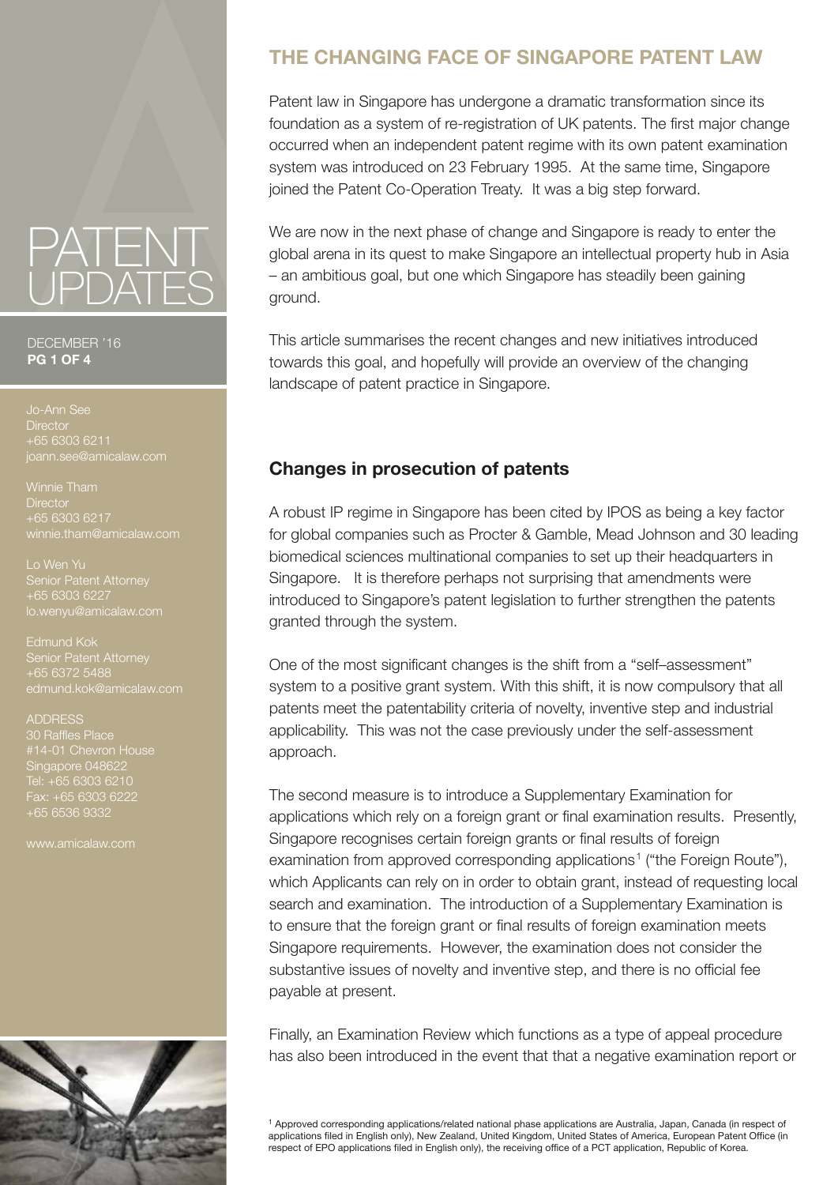# THE CHANGING FACE OF SINGAPORE PATENT LAW

# PATENT UPDATES

DECEMBER '16

Jo-Ann See
Director
+65 6303 6211
joann.see@amicalaw.com

Winnie Tham
Director
+65 6303 6217
winnie.tham@amicalaw.com

Lo Wen Yu
Senior Patent Attorney
+65 6303 6227
lo.wenyu@amicalaw.com

Edmund Kok
Senior Patent Attorney
+65 6372 5488
edmund.kok@amicalaw.com

ADDRESS
30 Raffles Place
#14-01 Chevron House
Singapore 048622
Tel: +65 6303 6210
Fax: +65 6303 6222
+65 6536 9332

www.amicalaw.com

Patent law in Singapore has undergone a dramatic transformation since its foundation as a system of re-registration of UK patents. The first major change occurred when an independent patent regime with its own patent examination system was introduced on 23 February 1995. At the same time, Singapore joined the Patent Co-Operation Treaty. It was a big step forward.

We are now in the next phase of change and Singapore is ready to enter the global arena in its quest to make Singapore an intellectual property hub in Asia – an ambitious goal, but one which Singapore has steadily been gaining ground.

This article summarises the recent changes and new initiatives introduced towards this goal, and hopefully will provide an overview of the changing landscape of patent practice in Singapore.

## Changes in prosecution of patents

A robust IP regime in Singapore has been cited by IPOS as being a key factor for global companies such as Procter & Gamble, Mead Johnson and 30 leading biomedical sciences multinational companies to set up their headquarters in Singapore. It is therefore perhaps not surprising that amendments were introduced to Singapore's patent legislation to further strengthen the patents granted through the system.

One of the most significant changes is the shift from a "self–assessment" system to a positive grant system. With this shift, it is now compulsory that all patents meet the patentability criteria of novelty, inventive step and industrial applicability. This was not the case previously under the self-assessment approach.

The second measure is to introduce a Supplementary Examination for applications which rely on a foreign grant or final examination results. Presently, Singapore recognises certain foreign grants or final results of foreign examination from approved corresponding applications[1] ("the Foreign Route"), which Applicants can rely on in order to obtain grant, instead of requesting local search and examination. The introduction of a Supplementary Examination is to ensure that the foreign grant or final results of foreign examination meets Singapore requirements. However, the examination does not consider the substantive issues of novelty and inventive step, and there is no official fee payable at present.

Finally, an Examination Review which functions as a type of appeal procedure has also been introduced in the event that that a negative examination report or

[1] Approved corresponding applications/related national phase applications are Australia, Japan, Canada (in respect of applications filed in English only), New Zealand, United Kingdom, United States of America, European Patent Office (in respect of EPO applications filed in English only), the receiving office of a PCT application, Republic of Korea.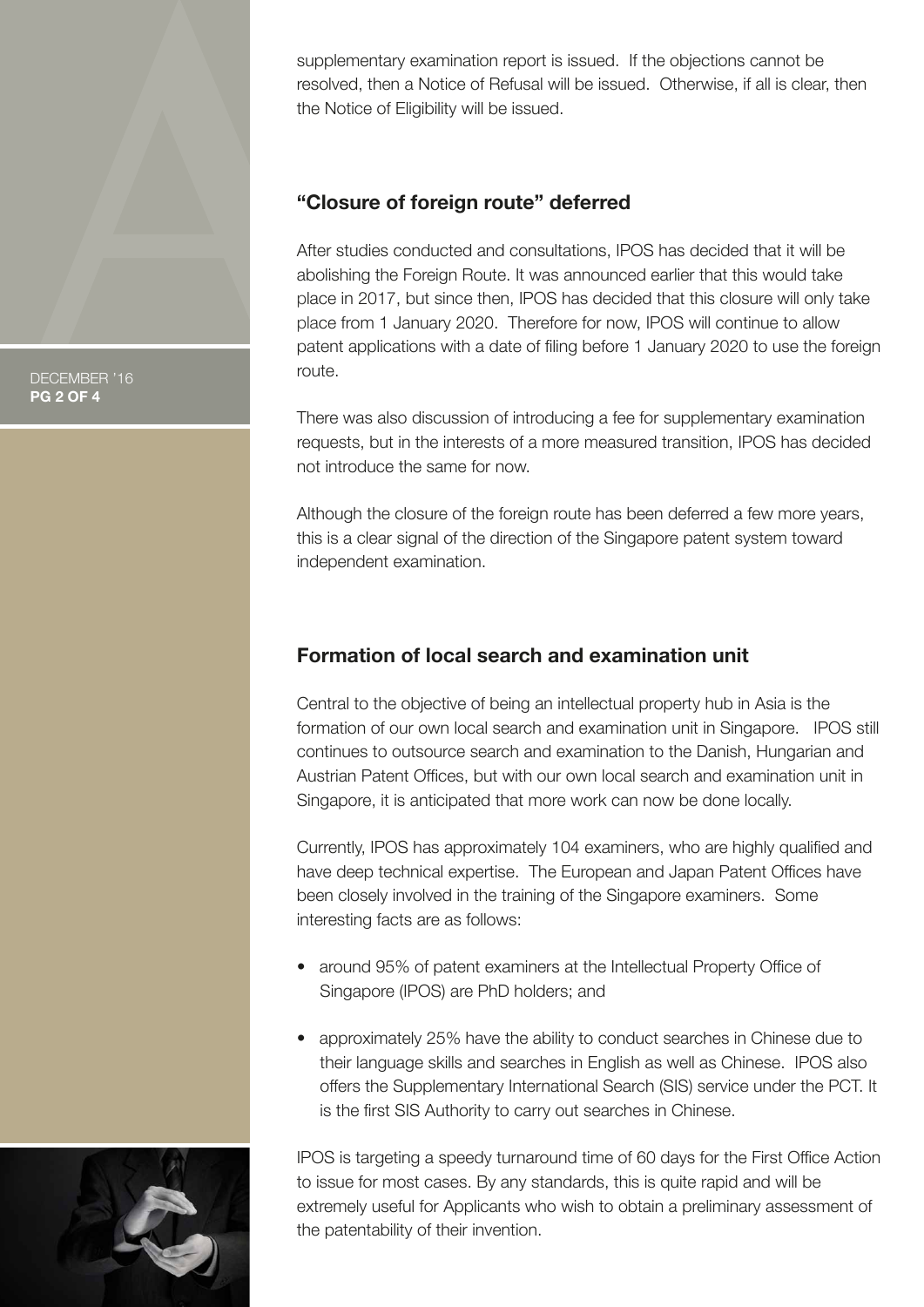supplementary examination report is issued. If the objections cannot be resolved, then a Notice of Refusal will be issued. Otherwise, if all is clear, then the Notice of Eligibility will be issued.

## "Closure of foreign route" deferred

After studies conducted and consultations, IPOS has decided that it will be abolishing the Foreign Route. It was announced earlier that this would take place in 2017, but since then, IPOS has decided that this closure will only take place from 1 January 2020. Therefore for now, IPOS will continue to allow patent applications with a date of filing before 1 January 2020 to use the foreign route.

There was also discussion of introducing a fee for supplementary examination requests, but in the interests of a more measured transition, IPOS has decided not introduce the same for now.

Although the closure of the foreign route has been deferred a few more years, this is a clear signal of the direction of the Singapore patent system toward independent examination.

## Formation of local search and examination unit

Central to the objective of being an intellectual property hub in Asia is the formation of our own local search and examination unit in Singapore. IPOS still continues to outsource search and examination to the Danish, Hungarian and Austrian Patent Offices, but with our own local search and examination unit in Singapore, it is anticipated that more work can now be done locally.

Currently, IPOS has approximately 104 examiners, who are highly qualified and have deep technical expertise. The European and Japan Patent Offices have been closely involved in the training of the Singapore examiners. Some interesting facts are as follows:

- around 95% of patent examiners at the Intellectual Property Office of Singapore (IPOS) are PhD holders; and
- approximately 25% have the ability to conduct searches in Chinese due to their language skills and searches in English as well as Chinese. IPOS also offers the Supplementary International Search (SIS) service under the PCT. It is the first SIS Authority to carry out searches in Chinese.

IPOS is targeting a speedy turnaround time of 60 days for the First Office Action to issue for most cases. By any standards, this is quite rapid and will be extremely useful for Applicants who wish to obtain a preliminary assessment of the patentability of their invention.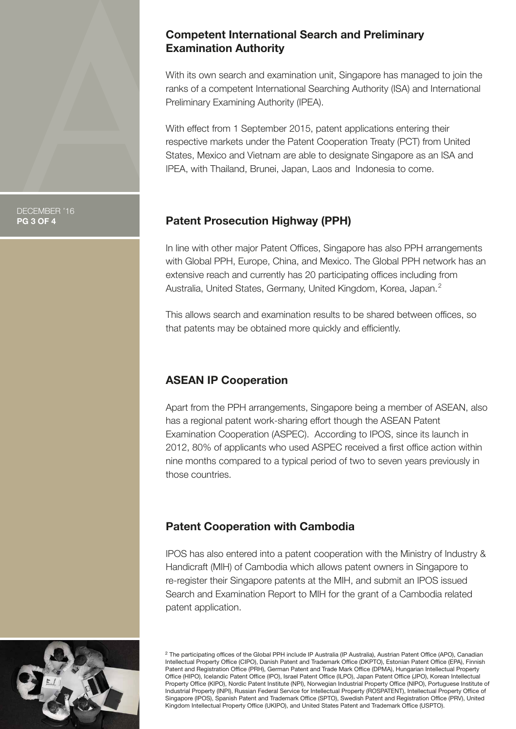## Competent International Search and Preliminary Examination Authority

With its own search and examination unit, Singapore has managed to join the ranks of a competent International Searching Authority (ISA) and International Preliminary Examining Authority (IPEA).

With effect from 1 September 2015, patent applications entering their respective markets under the Patent Cooperation Treaty (PCT) from United States, Mexico and Vietnam are able to designate Singapore as an ISA and IPEA, with Thailand, Brunei, Japan, Laos and Indonesia to come.

## Patent Prosecution Highway (PPH)

In line with other major Patent Offices, Singapore has also PPH arrangements with Global PPH, Europe, China, and Mexico. The Global PPH network has an extensive reach and currently has 20 participating offices including from Australia, United States, Germany, United Kingdom, Korea, Japan.[2]

This allows search and examination results to be shared between offices, so that patents may be obtained more quickly and efficiently.

## ASEAN IP Cooperation

Apart from the PPH arrangements, Singapore being a member of ASEAN, also has a regional patent work-sharing effort though the ASEAN Patent Examination Cooperation (ASPEC). According to IPOS, since its launch in 2012, 80% of applicants who used ASPEC received a first office action within nine months compared to a typical period of two to seven years previously in those countries.

## Patent Cooperation with Cambodia

IPOS has also entered into a patent cooperation with the Ministry of Industry & Handicraft (MIH) of Cambodia which allows patent owners in Singapore to re-register their Singapore patents at the MIH, and submit an IPOS issued Search and Examination Report to MIH for the grant of a Cambodia related patent application.

[2] The participating offices of the Global PPH include IP Australia (IP Australia), Austrian Patent Office (APO), Canadian Intellectual Property Office (CIPO), Danish Patent and Trademark Office (DKPTO), Estonian Patent Office (EPA), Finnish Patent and Registration Office (PRH), German Patent and Trade Mark Office (DPMA), Hungarian Intellectual Property Office (HIPO), Icelandic Patent Office (IPO), Israel Patent Office (ILPO), Japan Patent Office (JPO), Korean Intellectual Property Office (KIPO), Nordic Patent Institute (NPI), Norwegian Industrial Property Office (NIPO), Portuguese Institute of Industrial Property (INPI), Russian Federal Service for Intellectual Property (ROSPATENT), Intellectual Property Office of Singapore (IPOS), Spanish Patent and Trademark Office (SPTO), Swedish Patent and Registration Office (PRV), United Kingdom Intellectual Property Office (UKIPO), and United States Patent and Trademark Office (USPTO).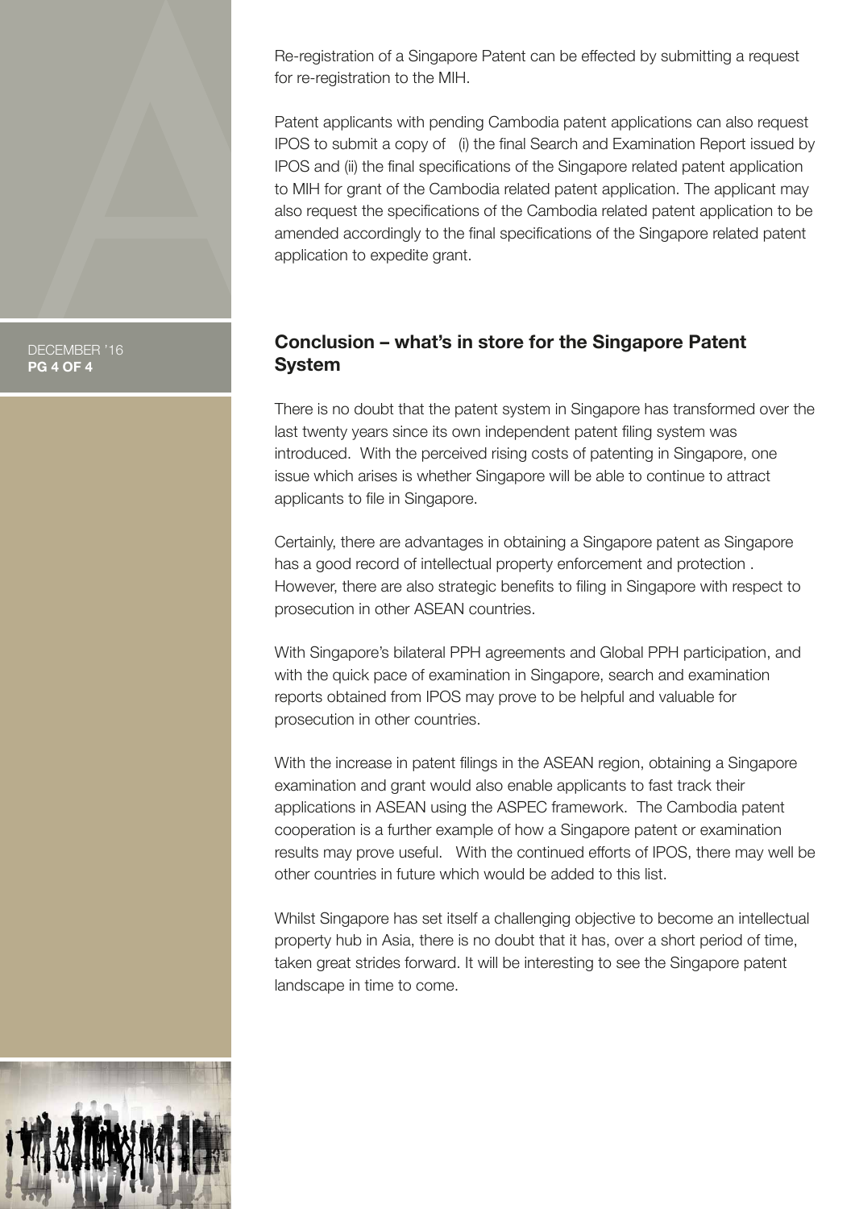Re-registration of a Singapore Patent can be effected by submitting a request for re-registration to the MIH.

Patent applicants with pending Cambodia patent applications can also request IPOS to submit a copy of (i) the final Search and Examination Report issued by IPOS and (ii) the final specifications of the Singapore related patent application to MIH for grant of the Cambodia related patent application. The applicant may also request the specifications of the Cambodia related patent application to be amended accordingly to the final specifications of the Singapore related patent application to expedite grant.

## Conclusion – what's in store for the Singapore Patent System

There is no doubt that the patent system in Singapore has transformed over the last twenty years since its own independent patent filing system was introduced. With the perceived rising costs of patenting in Singapore, one issue which arises is whether Singapore will be able to continue to attract applicants to file in Singapore.

Certainly, there are advantages in obtaining a Singapore patent as Singapore has a good record of intellectual property enforcement and protection . However, there are also strategic benefits to filing in Singapore with respect to prosecution in other ASEAN countries.

With Singapore's bilateral PPH agreements and Global PPH participation, and with the quick pace of examination in Singapore, search and examination reports obtained from IPOS may prove to be helpful and valuable for prosecution in other countries.

With the increase in patent filings in the ASEAN region, obtaining a Singapore examination and grant would also enable applicants to fast track their applications in ASEAN using the ASPEC framework. The Cambodia patent cooperation is a further example of how a Singapore patent or examination results may prove useful. With the continued efforts of IPOS, there may well be other countries in future which would be added to this list.

Whilst Singapore has set itself a challenging objective to become an intellectual property hub in Asia, there is no doubt that it has, over a short period of time, taken great strides forward. It will be interesting to see the Singapore patent landscape in time to come.